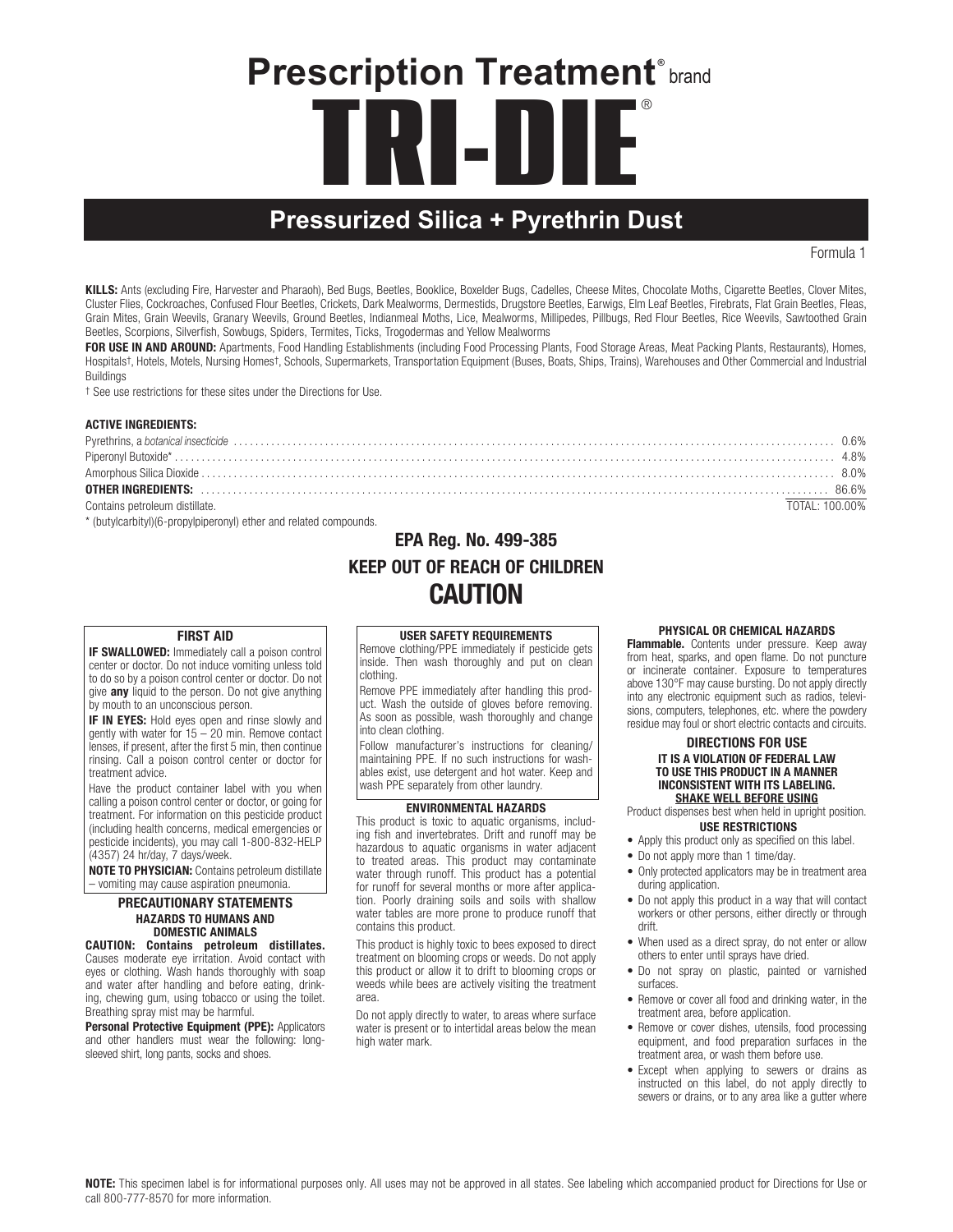# Prescription Treatment® brand

# TRI-DIE®

## Pressurized Silica + Pyrethrin Dust

Formula 1

**KILLS:** Ants (excluding Fire, Harvester and Pharaoh), Bed Bugs, Beetles, Booklice, Boxelder Bugs, Cadelles, Cheese Mites, Chocolate Moths, Cigarette Beetles, Clover Mites, Cluster Flies, Cockroaches, Confused Flour Beetles, Crickets, Dark Mealworms, Dermestids, Drugstore Beetles, Earwigs, Elm Leaf Beetles, Firebrats, Flat Grain Beetles, Fleas, Grain Mites, Grain Weevils, Granary Weevils, Ground Beetles, Indianmeal Moths, Lice, Mealworms, Millipedes, Pillbugs, Red Flour Beetles, Rice Weevils, Sawtoothed Grain Beetles, Scorpions, Silverfish, Sowbugs, Spiders, Termites, Ticks, Trogodermas and Yellow Mealworms

**FOR USE IN AND AROUND:** Apartments, Food Handling Establishments (including Food Processing Plants, Food Storage Areas, Meat Packing Plants, Restaurants), Homes, Hospitals†, Hotels, Motels, Nursing Homes†, Schools, Supermarkets, Transportation Equipment (Buses, Boats, Ships, Trains), Warehouses and Other Commercial and Industrial Buildings

† See use restrictions for these sites under the Directions for Use.

**ACTIVE INGREDIENTS:**

| | |
|---|---|
| Pyrethrins, a *botanical insecticide* | 0.6% |
| Piperonyl Butoxide* | 4.8% |
| Amorphous Silica Dioxide | 8.0% |
| **OTHER INGREDIENTS:** | 86.6% |
| Contains petroleum distillate. | TOTAL: 100.00% |

* (butylcarbityl)(6-propylpiperonyl) ether and related compounds.

## EPA Reg. No. 499-385

## KEEP OUT OF REACH OF CHILDREN

# CAUTION

### FIRST AID

**IF SWALLOWED:** Immediately call a poison control center or doctor. Do not induce vomiting unless told to do so by a poison control center or doctor. Do not give **any** liquid to the person. Do not give anything by mouth to an unconscious person.

**IF IN EYES:** Hold eyes open and rinse slowly and gently with water for 15 – 20 min. Remove contact lenses, if present, after the first 5 min, then continue rinsing. Call a poison control center or doctor for treatment advice.

Have the product container label with you when calling a poison control center or doctor, or going for treatment. For information on this pesticide product (including health concerns, medical emergencies or pesticide incidents), you may call 1-800-832-HELP (4357) 24 hr/day, 7 days/week.

**NOTE TO PHYSICIAN:** Contains petroleum distillate – vomiting may cause aspiration pneumonia.

### PRECAUTIONARY STATEMENTS

#### HAZARDS TO HUMANS AND DOMESTIC ANIMALS

**CAUTION: Contains petroleum distillates.** Causes moderate eye irritation. Avoid contact with eyes or clothing. Wash hands thoroughly with soap and water after handling and before eating, drinking, chewing gum, using tobacco or using the toilet. Breathing spray mist may be harmful.

**Personal Protective Equipment (PPE):** Applicators and other handlers must wear the following: long-sleeved shirt, long pants, socks and shoes.

#### USER SAFETY REQUIREMENTS

Remove clothing/PPE immediately if pesticide gets inside. Then wash thoroughly and put on clean clothing.

Remove PPE immediately after handling this product. Wash the outside of gloves before removing. As soon as possible, wash thoroughly and change into clean clothing.

Follow manufacturer's instructions for cleaning/maintaining PPE. If no such instructions for washables exist, use detergent and hot water. Keep and wash PPE separately from other laundry.

#### ENVIRONMENTAL HAZARDS

This product is toxic to aquatic organisms, including fish and invertebrates. Drift and runoff may be hazardous to aquatic organisms in water adjacent to treated areas. This product may contaminate water through runoff. This product has a potential for runoff for several months or more after application. Poorly draining soils and soils with shallow water tables are more prone to produce runoff that contains this product.

This product is highly toxic to bees exposed to direct treatment on blooming crops or weeds. Do not apply this product or allow it to drift to blooming crops or weeds while bees are actively visiting the treatment area.

Do not apply directly to water, to areas where surface water is present or to intertidal areas below the mean high water mark.

#### PHYSICAL OR CHEMICAL HAZARDS

**Flammable.** Contents under pressure. Keep away from heat, sparks, and open flame. Do not puncture or incinerate container. Exposure to temperatures above 130°F may cause bursting. Do not apply directly into any electronic equipment such as radios, televisions, computers, telephones, etc. where the powdery residue may foul or short electric contacts and circuits.

### DIRECTIONS FOR USE

**IT IS A VIOLATION OF FEDERAL LAW TO USE THIS PRODUCT IN A MANNER INCONSISTENT WITH ITS LABELING.**

**SHAKE WELL BEFORE USING**

Product dispenses best when held in upright position.

#### USE RESTRICTIONS

- Apply this product only as specified on this label.
- Do not apply more than 1 time/day.
- Only protected applicators may be in treatment area during application.
- Do not apply this product in a way that will contact workers or other persons, either directly or through drift.
- When used as a direct spray, do not enter or allow others to enter until sprays have dried.
- Do not spray on plastic, painted or varnished surfaces.
- Remove or cover all food and drinking water, in the treatment area, before application.
- Remove or cover dishes, utensils, food processing equipment, and food preparation surfaces in the treatment area, or wash them before use.
- Except when applying to sewers or drains as instructed on this label, do not apply directly to sewers or drains, or to any area like a gutter where

**NOTE:** This specimen label is for informational purposes only. All uses may not be approved in all states. See labeling which accompanied product for Directions for Use or call 800-777-8570 for more information.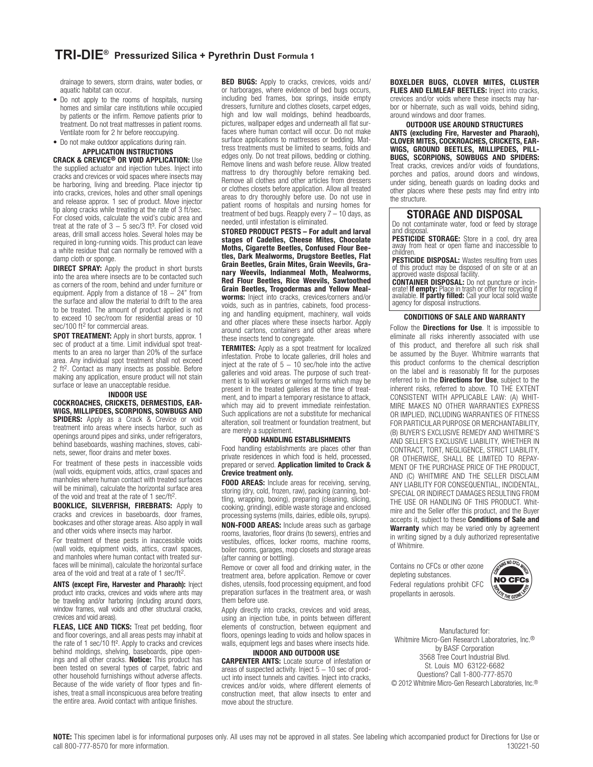# TRI-DIE® Pressurized Silica + Pyrethrin Dust Formula 1

drainage to sewers, storm drains, water bodies, or aquatic habitat can occur.

- Do not apply to the rooms of hospitals, nursing homes and similar care institutions while occupied by patients or the infirm. Remove patients prior to treatment. Do not treat mattresses in patient rooms. Ventilate room for 2 hr before reoccupying.
- Do not make outdoor applications during rain.

### APPLICATION INSTRUCTIONS

**CRACK & CREVICE® OR VOID APPLICATION:** Use the supplied actuator and injection tubes. Inject into cracks and crevices or void spaces where insects may be harboring, living and breeding. Place injector tip into cracks, crevices, holes and other small openings and release approx. 1 sec of product. Move injector tip along cracks while treating at the rate of 3 ft/sec. For closed voids, calculate the void's cubic area and treat at the rate of 3 – 5 sec/3 $ft^3$. For closed void areas, drill small access holes. Several holes may be required in long-running voids. This product can leave a white residue that can normally be removed with a damp cloth or sponge.

**DIRECT SPRAY:** Apply the product in short bursts into the area where insects are to be contacted such as corners of the room, behind and under furniture or equipment. Apply from a distance of 18 – 24" from the surface and allow the material to drift to the area to be treated. The amount of product applied is not to exceed 10 sec/room for residential areas or 10 sec/100 $ft^2$ for commercial areas.

**SPOT TREATMENT:** Apply in short bursts, approx. 1 sec of product at a time. Limit individual spot treatments to an area no larger than 20% of the surface area. Any individual spot treatment shall not exceed 2 $ft^2$. Contact as many insects as possible. Before making any application, ensure product will not stain surface or leave an unacceptable residue.

### INDOOR USE

**COCKROACHES, CRICKETS, DERMESTIDS, EARWIGS, MILLIPEDES, SCORPIONS, SOWBUGS AND SPIDERS:** Apply as a Crack & Crevice or void treatment into areas where insects harbor, such as openings around pipes and sinks, under refrigerators, behind baseboards, washing machines, stoves, cabinets, sewer, floor drains and meter boxes.

For treatment of these pests in inaccessible voids (wall voids, equipment voids, attics, crawl spaces and manholes where human contact with treated surfaces will be minimal), calculate the horizontal surface area of the void and treat at the rate of 1 sec/$ft^2$.

**BOOKLICE, SILVERFISH, FIREBRATS:** Apply to cracks and crevices in baseboards, door frames, bookcases and other storage areas. Also apply in wall and other voids where insects may harbor.

For treatment of these pests in inaccessible voids (wall voids, equipment voids, attics, crawl spaces, and manholes where human contact with treated surfaces will be minimal), calculate the horizontal surface area of the void and treat at a rate of 1 sec/$ft^2$.

**ANTS (except Fire, Harvester and Pharaoh):** Inject product into cracks, crevices and voids where ants may be traveling and/or harboring (including around doors, window frames, wall voids and other structural cracks, crevices and void areas).

**FLEAS, LICE AND TICKS:** Treat pet bedding, floor and floor coverings, and all areas pests may inhabit at the rate of 1 sec/10 $ft^2$. Apply to cracks and crevices behind moldings, shelving, baseboards, pipe openings and all other cracks. **Notice:** This product has been tested on several types of carpet, fabric and other household furnishings without adverse affects. Because of the wide variety of floor types and finishes, treat a small inconspicuous area before treating the entire area. Avoid contact with antique finishes.

**BED BUGS:** Apply to cracks, crevices, voids and/or harborages, where evidence of bed bugs occurs, including bed frames, box springs, inside empty dressers, furniture and clothes closets, carpet edges, high and low wall moldings, behind headboards, pictures, wallpaper edges and underneath all flat surfaces where human contact will occur. Do not make surface applications to mattresses or bedding. Mattress treatments must be limited to seams, folds and edges only. Do not treat pillows, bedding or clothing. Remove linens and wash before reuse. Allow treated mattress to dry thoroughly before remaking bed. Remove all clothes and other articles from dressers or clothes closets before application. Allow all treated areas to dry thoroughly before use. Do not use in patient rooms of hospitals and nursing homes for treatment of bed bugs. Reapply every 7 – 10 days, as needed, until infestation is eliminated.

**STORED PRODUCT PESTS – For adult and larval stages of Cadelles, Cheese Mites, Chocolate Moths, Cigarette Beetles, Confused Flour Beetles, Dark Mealworms, Drugstore Beetles, Flat Grain Beetles, Grain Mites, Grain Weevils, Granary Weevils, Indianmeal Moth, Mealworms, Red Flour Beetles, Rice Weevils, Sawtoothed Grain Beetles, Trogodermas and Yellow Mealworms:** Inject into cracks, crevices/corners and/or voids, such as in pantries, cabinets, food processing and handling equipment, machinery, wall voids and other places where these insects harbor. Apply around cartons, containers and other areas where these insects tend to congregate.

**TERMITES:** Apply as a spot treatment for localized infestation. Probe to locate galleries, drill holes and inject at the rate of 5 – 10 sec/hole into the active galleries and void areas. The purpose of such treatment is to kill workers or winged forms which may be present in the treated galleries at the time of treatment, and to impart a temporary resistance to attack, which may aid to prevent immediate reinfestation. Such applications are not a substitute for mechanical alteration, soil treatment or foundation treatment, but are merely a supplement.

### FOOD HANDLING ESTABLISHMENTS

Food handling establishments are places other than private residences in which food is held, processed, prepared or served. **Application limited to Crack & Crevice treatment only.**

**FOOD AREAS:** Include areas for receiving, serving, storing (dry, cold, frozen, raw), packing (canning, bottling, wrapping, boxing), preparing (cleaning, slicing, cooking, grinding), edible waste storage and enclosed processing systems (mills, dairies, edible oils, syrups).

**NON-FOOD AREAS:** Include areas such as garbage rooms, lavatories, floor drains (to sewers), entries and vestibules, offices, locker rooms, machine rooms, boiler rooms, garages, mop closets and storage areas (after canning or bottling).

Remove or cover all food and drinking water, in the treatment area, before application. Remove or cover dishes, utensils, food processing equipment, and food preparation surfaces in the treatment area, or wash them before use.

Apply directly into cracks, crevices and void areas, using an injection tube, in points between different elements of construction, between equipment and floors, openings leading to voids and hollow spaces in walls, equipment legs and bases where insects hide.

### INDOOR AND OUTDOOR USE

**CARPENTER ANTS:** Locate source of infestation or areas of suspected activity. Inject 5 – 10 sec of product into insect tunnels and cavities. Inject into cracks, crevices and/or voids, where different elements of construction meet, that allow insects to enter and move about the structure.

**BOXELDER BUGS, CLOVER MITES, CLUSTER FLIES AND ELMLEAF BEETLES:** Inject into cracks, crevices and/or voids where these insects may harbor or hibernate, such as wall voids, behind siding, around windows and door frames.

### OUTDOOR USE AROUND STRUCTURES

**ANTS (excluding Fire, Harvester and Pharaoh), CLOVER MITES, COCKROACHES, CRICKETS, EARWIGS, GROUND BEETLES, MILLIPEDES, PILL-BUGS, SCORPIONS, SOWBUGS AND SPIDERS:** Treat cracks, crevices and/or voids of foundations, porches and patios, around doors and windows, under siding, beneath guards on loading docks and other places where these pests may find entry into the structure.

## STORAGE AND DISPOSAL

Do not contaminate water, food or feed by storage and disposal.

**PESTICIDE STORAGE:** Store in a cool, dry area away from heat or open flame and inaccessible to children.

**PESTICIDE DISPOSAL:** Wastes resulting from uses of this product may be disposed of on site or at an approved waste disposal facility.

**CONTAINER DISPOSAL:** Do not puncture or incinerate! **If empty:** Place in trash or offer for recycling if available. **If partly filled:** Call your local solid waste agency for disposal instructions.

### CONDITIONS OF SALE AND WARRANTY

Follow the **Directions for Use**. It is impossible to eliminate all risks inherently associated with use of this product, and therefore all such risk shall be assumed by the Buyer. Whitmire warrants that this product conforms to the chemical description on the label and is reasonably fit for the purposes referred to in the **Directions for Use**, subject to the inherent risks, referred to above. TO THE EXTENT CONSISTENT WITH APPLICABLE LAW: (A) WHITMIRE MAKES NO OTHER WARRANTIES EXPRESS OR IMPLIED, INCLUDING WARRANTIES OF FITNESS FOR PARTICULAR PURPOSE OR MERCHANTABILITY, (B) BUYER'S EXCLUSIVE REMEDY AND WHITMIRE'S AND SELLER'S EXCLUSIVE LIABILITY, WHETHER IN CONTRACT, TORT, NEGLIGENCE, STRICT LIABILITY, OR OTHERWISE, SHALL BE LIMITED TO REPAYMENT OF THE PURCHASE PRICE OF THE PRODUCT, AND (C) WHITMIRE AND THE SELLER DISCLAIM ANY LIABILITY FOR CONSEQUENTIAL, INCIDENTAL, SPECIAL OR INDIRECT DAMAGES RESULTING FROM THE USE OR HANDLING OF THIS PRODUCT. Whitmire and the Seller offer this product, and the Buyer accepts it, subject to these **Conditions of Sale and Warranty** which may be varied only by agreement in writing signed by a duly authorized representative of Whitmire.

Contains no CFCs or other ozone depleting substances.
Federal regulations prohibit CFC propellants in aerosols.

CONTAINS NO CFCs WHICH DEPLETE THE OZONE LAYER
NO CFCs

Manufactured for:
Whitmire Micro-Gen Research Laboratories, Inc.®
by BASF Corporation
3568 Tree Court Industrial Blvd.
St. Louis MO 63122-6682
Questions? Call 1-800-777-8570
© 2012 Whitmire Micro-Gen Research Laboratories, Inc.®

**NOTE:** This specimen label is for informational purposes only. All uses may not be approved in all states. See labeling which accompanied product for Directions for Use or call 800-777-8570 for more information.

130221-50